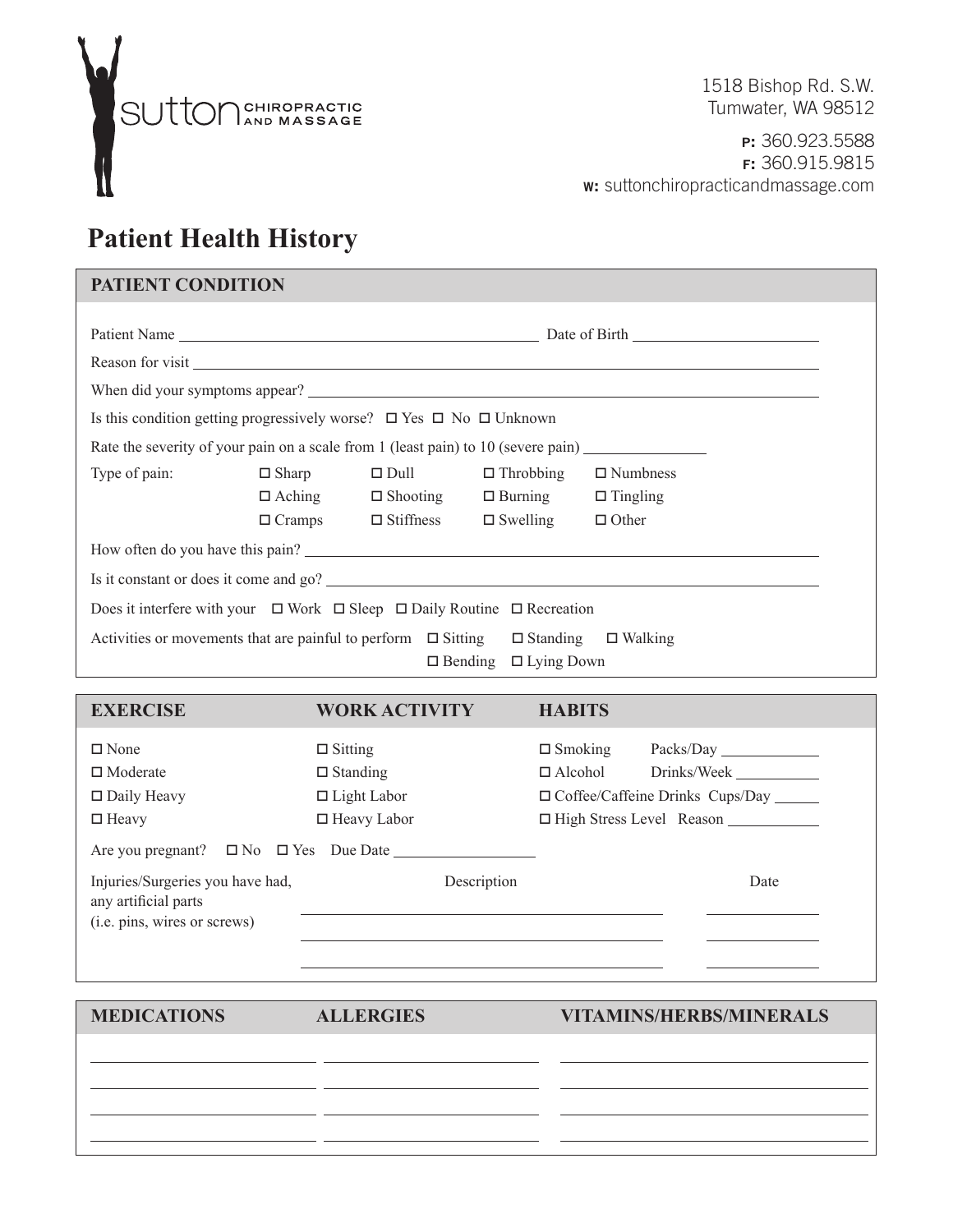sutton CHIROPRACTIC AND MASSAGE

1518 Bishop Rd. S.W.
Tumwater, WA 98512

**P:** 360.923.5588
**F:** 360.915.9815
**W:** suttonchiropracticandmassage.com

# Patient Health History

## PATIENT CONDITION

Patient Name ______________________________ Date of Birth ________________

Reason for visit ______________________________

When did your symptoms appear? ______________________________

Is this condition getting progressively worse? ☐ Yes ☐ No ☐ Unknown

Rate the severity of your pain on a scale from 1 (least pain) to 10 (severe pain) __________

Type of pain:

| | | | |
|---|---|---|---|
| ☐ Sharp | ☐ Dull | ☐ Throbbing | ☐ Numbness |
| ☐ Aching | ☐ Shooting | ☐ Burning | ☐ Tingling |
| ☐ Cramps | ☐ Stiffness | ☐ Swelling | ☐ Other |

How often do you have this pain? ______________________________

Is it constant or does it come and go? ______________________________

Does it interfere with your ☐ Work ☐ Sleep ☐ Daily Routine ☐ Recreation

Activities or movements that are painful to perform ☐ Sitting ☐ Standing ☐ Walking ☐ Bending ☐ Lying Down

| EXERCISE | WORK ACTIVITY | HABITS |
|---|---|---|
| ☐ None | ☐ Sitting | ☐ Smoking Packs/Day ________ |
| ☐ Moderate | ☐ Standing | ☐ Alcohol Drinks/Week ________ |
| ☐ Daily Heavy | ☐ Light Labor | ☐ Coffee/Caffeine Drinks Cups/Day ____ |
| ☐ Heavy | ☐ Heavy Labor | ☐ High Stress Level Reason ________ |

Are you pregnant? ☐ No ☐ Yes Due Date ______________

Injuries/Surgeries you have had, any artificial parts (i.e. pins, wires or screws)

| Description | Date |
|---|---|
| | |
| | |
| | |

| MEDICATIONS | ALLERGIES | VITAMINS/HERBS/MINERALS |
|---|---|---|
| | | |
| | | |
| | | |
| | | |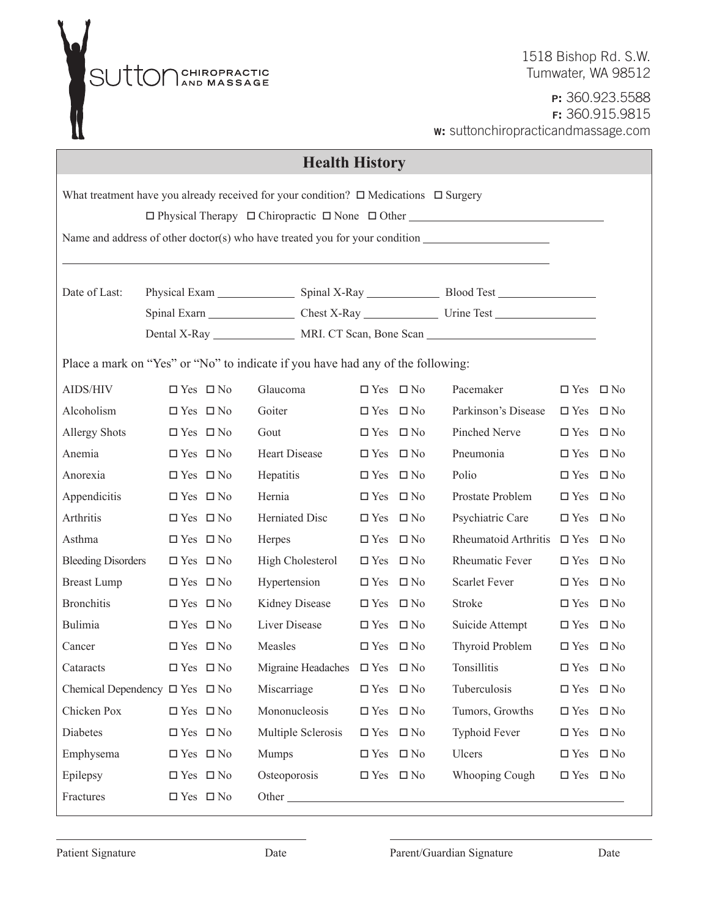sutton CHIROPRACTIC AND MASSAGE

1518 Bishop Rd. S.W.
Tumwater, WA 98512

**P:** 360.923.5588
**F:** 360.915.9815
**W:** suttonchiropracticandmassage.com

## Health History

What treatment have you already received for your condition? ☐ Medications ☐ Surgery
☐ Physical Therapy ☐ Chiropractic ☐ None ☐ Other ______________________

Name and address of other doctor(s) who have treated you for your condition ______________________

______________________________________________

| Date of Last: | | | |
|---|---|---|---|
| | Physical Exam ________ | Spinal X-Ray ________ | Blood Test ________ |
| | Spinal Exarn ________ | Chest X-Ray ________ | Urine Test ________ |
| | Dental X-Ray ________ | MRI. CT Scan, Bone Scan ________ | |

Place a mark on "Yes" or "No" to indicate if you have had any of the following:

| | | | | | |
|---|---|---|---|---|---|
| AIDS/HIV | ☐ Yes ☐ No | Glaucoma | ☐ Yes ☐ No | Pacemaker | ☐ Yes ☐ No |
| Alcoholism | ☐ Yes ☐ No | Goiter | ☐ Yes ☐ No | Parkinson's Disease | ☐ Yes ☐ No |
| Allergy Shots | ☐ Yes ☐ No | Gout | ☐ Yes ☐ No | Pinched Nerve | ☐ Yes ☐ No |
| Anemia | ☐ Yes ☐ No | Heart Disease | ☐ Yes ☐ No | Pneumonia | ☐ Yes ☐ No |
| Anorexia | ☐ Yes ☐ No | Hepatitis | ☐ Yes ☐ No | Polio | ☐ Yes ☐ No |
| Appendicitis | ☐ Yes ☐ No | Hernia | ☐ Yes ☐ No | Prostate Problem | ☐ Yes ☐ No |
| Arthritis | ☐ Yes ☐ No | Herniated Disc | ☐ Yes ☐ No | Psychiatric Care | ☐ Yes ☐ No |
| Asthma | ☐ Yes ☐ No | Herpes | ☐ Yes ☐ No | Rheumatoid Arthritis | ☐ Yes ☐ No |
| Bleeding Disorders | ☐ Yes ☐ No | High Cholesterol | ☐ Yes ☐ No | Rheumatic Fever | ☐ Yes ☐ No |
| Breast Lump | ☐ Yes ☐ No | Hypertension | ☐ Yes ☐ No | Scarlet Fever | ☐ Yes ☐ No |
| Bronchitis | ☐ Yes ☐ No | Kidney Disease | ☐ Yes ☐ No | Stroke | ☐ Yes ☐ No |
| Bulimia | ☐ Yes ☐ No | Liver Disease | ☐ Yes ☐ No | Suicide Attempt | ☐ Yes ☐ No |
| Cancer | ☐ Yes ☐ No | Measles | ☐ Yes ☐ No | Thyroid Problem | ☐ Yes ☐ No |
| Cataracts | ☐ Yes ☐ No | Migraine Headaches | ☐ Yes ☐ No | Tonsillitis | ☐ Yes ☐ No |
| Chemical Dependency | ☐ Yes ☐ No | Miscarriage | ☐ Yes ☐ No | Tuberculosis | ☐ Yes ☐ No |
| Chicken Pox | ☐ Yes ☐ No | Mononucleosis | ☐ Yes ☐ No | Tumors, Growths | ☐ Yes ☐ No |
| Diabetes | ☐ Yes ☐ No | Multiple Sclerosis | ☐ Yes ☐ No | Typhoid Fever | ☐ Yes ☐ No |
| Emphysema | ☐ Yes ☐ No | Mumps | ☐ Yes ☐ No | Ulcers | ☐ Yes ☐ No |
| Epilepsy | ☐ Yes ☐ No | Osteoporosis | ☐ Yes ☐ No | Whooping Cough | ☐ Yes ☐ No |
| Fractures | ☐ Yes ☐ No | Other ______________________ | | | |

______________________________ ______________________________

Patient Signature Date Parent/Guardian Signature Date